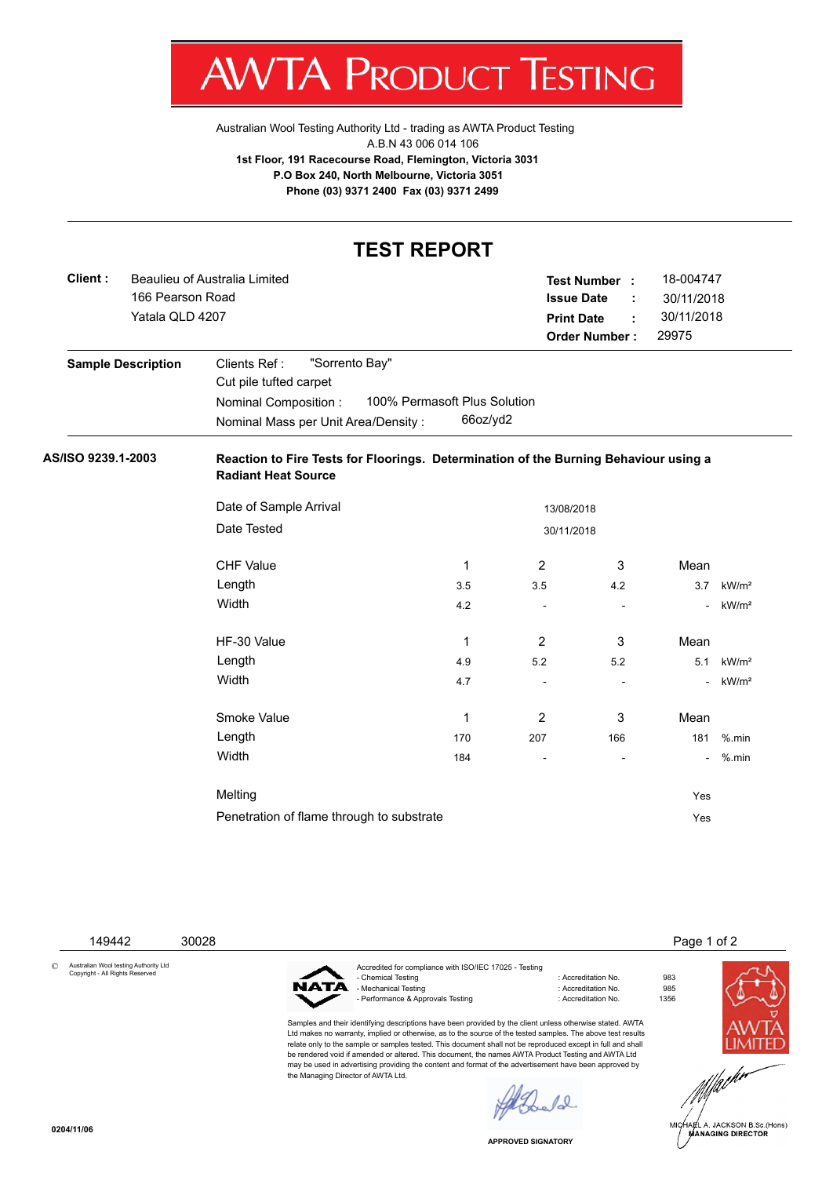# AWTA PRODUCT TESTING

Australian Wool Testing Authority Ltd - trading as AWTA Product Testing
A.B.N 43 006 014 106
**1st Floor, 191 Racecourse Road, Flemington, Victoria 3031**
**P.O Box 240, North Melbourne, Victoria 3051**
**Phone (03) 9371 2400 Fax (03) 9371 2499**

## TEST REPORT

**Client :** Beaulieu of Australia Limited
166 Pearson Road
Yatala QLD 4207

**Test Number :** 18-004747
**Issue Date :** 30/11/2018
**Print Date :** 30/11/2018
**Order Number :** 29975

**Sample Description**

Clients Ref : "Sorrento Bay"
Cut pile tufted carpet
Nominal Composition : 100% Permasoft Plus Solution
Nominal Mass per Unit Area/Density : 66oz/yd2

**AS/ISO 9239.1-2003** **Reaction to Fire Tests for Floorings. Determination of the Burning Behaviour using a Radiant Heat Source**

Date of Sample Arrival: 13/08/2018
Date Tested: 30/11/2018

| CHF Value | 1 | 2 | 3 | Mean | |
|---|---|---|---|---|---|
| Length | 3.5 | 3.5 | 4.2 | 3.7 | kW/m² |
| Width | 4.2 | - | - | - | kW/m² |

| HF-30 Value | 1 | 2 | 3 | Mean | |
|---|---|---|---|---|---|
| Length | 4.9 | 5.2 | 5.2 | 5.1 | kW/m² |
| Width | 4.7 | - | - | - | kW/m² |

| Smoke Value | 1 | 2 | 3 | Mean | |
|---|---|---|---|---|---|
| Length | 170 | 207 | 166 | 181 | %.min |
| Width | 184 | - | - | - | %.min |

Melting: Yes

Penetration of flame through to substrate: Yes

149442 30028

© Australian Wool testing Authority Ltd Copyright - All Rights Reserved

Accredited for compliance with ISO/IEC 17025 - Testing
- Chemical Testing : Accreditation No. 983
- Mechanical Testing : Accreditation No. 985
- Performance & Approvals Testing : Accreditation No. 1356

Samples and their identifying descriptions have been provided by the client unless otherwise stated. AWTA Ltd makes no warranty, implied or otherwise, as to the source of the tested samples. The above test results relate only to the sample or samples tested. This document shall not be reproduced except in full and shall be rendered void if amended or altered. This document, the names AWTA Product Testing and AWTA Ltd may be used in advertising providing the content and format of the advertisement have been approved by the Managing Director of AWTA Ltd.

APPROVED SIGNATORY

MICHAEL A. JACKSON B.Sc.(Hons)
MANAGING DIRECTOR

0204/11/06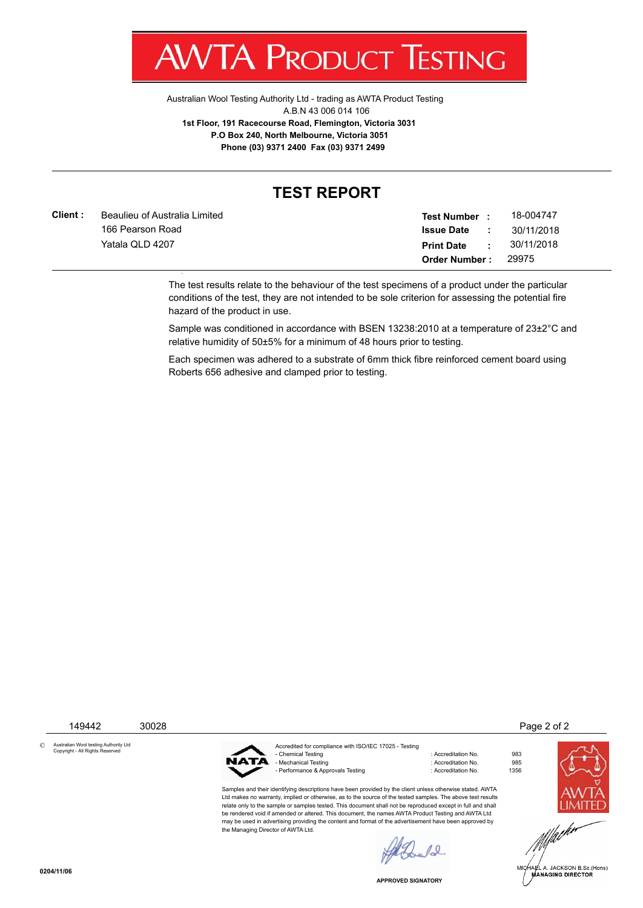# AWTA PRODUCT TESTING

Australian Wool Testing Authority Ltd - trading as AWTA Product Testing
A.B.N 43 006 014 106
**1st Floor, 191 Racecourse Road, Flemington, Victoria 3031**
**P.O Box 240, North Melbourne, Victoria 3051**
**Phone (03) 9371 2400 Fax (03) 9371 2499**

## TEST REPORT

| | | | |
|---|---|---|---|
| **Client :** | Beaulieu of Australia Limited | **Test Number :** | 18-004747 |
| | 166 Pearson Road | **Issue Date :** | 30/11/2018 |
| | Yatala QLD 4207 | **Print Date :** | 30/11/2018 |
| | | **Order Number :** | 29975 |

The test results relate to the behaviour of the test specimens of a product under the particular conditions of the test, they are not intended to be sole criterion for assessing the potential fire hazard of the product in use.

Sample was conditioned in accordance with BSEN 13238:2010 at a temperature of 23±2°C and relative humidity of 50±5% for a minimum of 48 hours prior to testing.

Each specimen was adhered to a substrate of 6mm thick fibre reinforced cement board using Roberts 656 adhesive and clamped prior to testing.

149442 30028

© Australian Wool testing Authority Ltd
Copyright - All Rights Reserved

Accredited for compliance with ISO/IEC 17025 - Testing

| | | |
|---|---|---|
| - Chemical Testing | : Accreditation No. | 983 |
| - Mechanical Testing | : Accreditation No. | 985 |
| - Performance & Approvals Testing | : Accreditation No. | 1356 |

Samples and their identifying descriptions have been provided by the client unless otherwise stated. AWTA Ltd makes no warranty, implied or otherwise, as to the source of the tested samples. The above test results relate only to the sample or samples tested. This document shall not be reproduced except in full and shall be rendered void if amended or altered. This document, the names AWTA Product Testing and AWTA Ltd may be used in advertising providing the content and format of the advertisement have been approved by the Managing Director of AWTA Ltd.

**APPROVED SIGNATORY**

MICHAEL A. JACKSON B.Sc.(Hons)
**MANAGING DIRECTOR**

**0204/11/06**